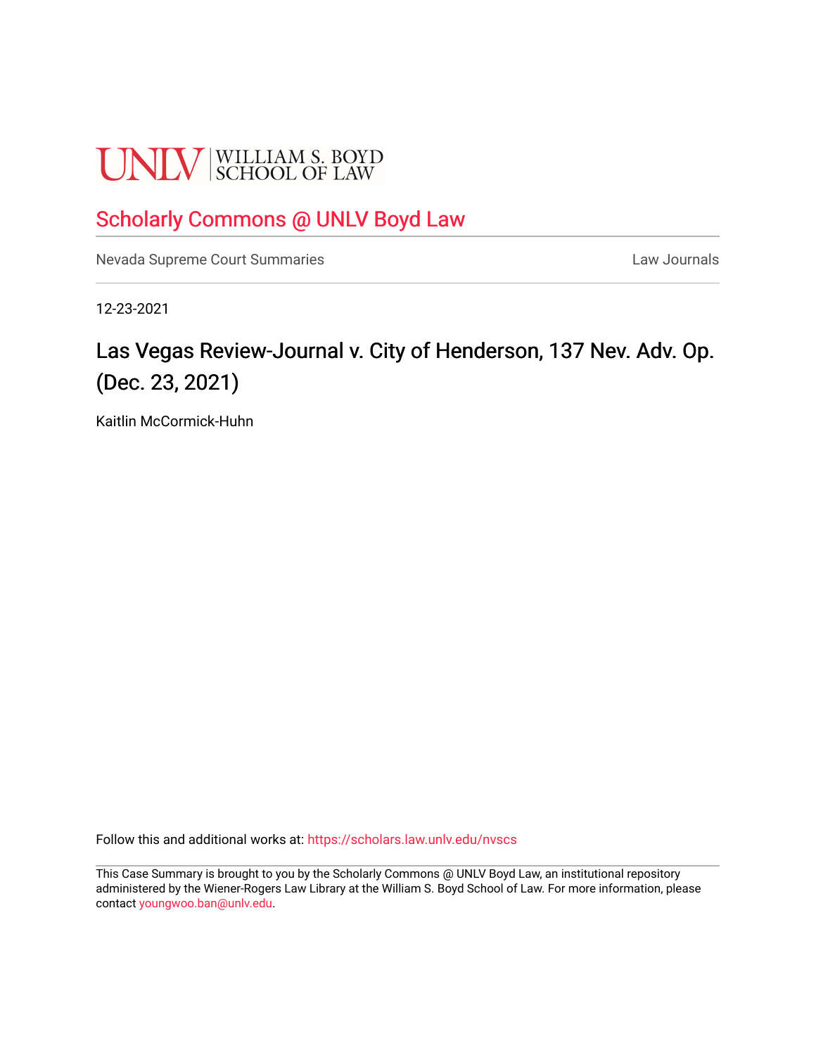UNLV | WILLIAM S. BOYD SCHOOL OF LAW

## Scholarly Commons @ UNLV Boyd Law

Nevada Supreme Court Summaries | Law Journals

12-23-2021

# Las Vegas Review-Journal v. City of Henderson, 137 Nev. Adv. Op. (Dec. 23, 2021)

Kaitlin McCormick-Huhn

Follow this and additional works at: https://scholars.law.unlv.edu/nvscs

This Case Summary is brought to you by the Scholarly Commons @ UNLV Boyd Law, an institutional repository administered by the Wiener-Rogers Law Library at the William S. Boyd School of Law. For more information, please contact youngwoo.ban@unlv.edu.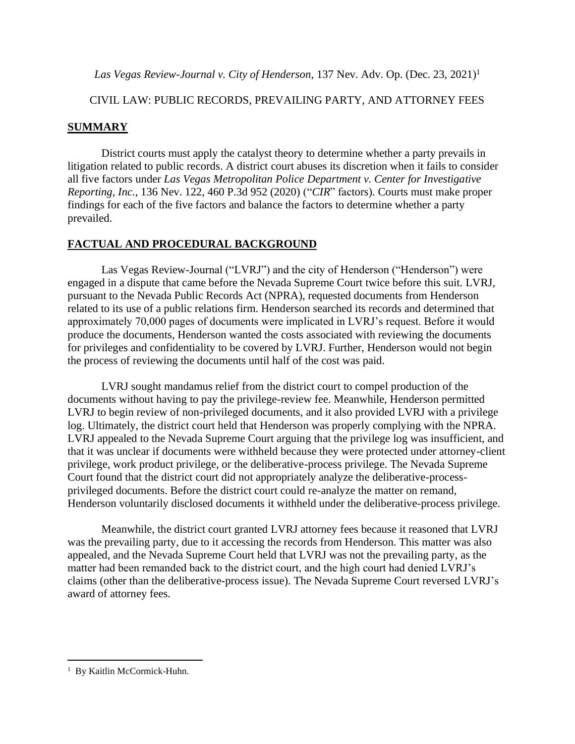*Las Vegas Review-Journal v. City of Henderson*, 137 Nev. Adv. Op. (Dec. 23, 2021)[1]

CIVIL LAW: PUBLIC RECORDS, PREVAILING PARTY, AND ATTORNEY FEES

## **SUMMARY**

District courts must apply the catalyst theory to determine whether a party prevails in litigation related to public records. A district court abuses its discretion when it fails to consider all five factors under *Las Vegas Metropolitan Police Department v. Center for Investigative Reporting, Inc.*, 136 Nev. 122, 460 P.3d 952 (2020) ("*CIR*" factors). Courts must make proper findings for each of the five factors and balance the factors to determine whether a party prevailed.

## **FACTUAL AND PROCEDURAL BACKGROUND**

Las Vegas Review-Journal ("LVRJ") and the city of Henderson ("Henderson") were engaged in a dispute that came before the Nevada Supreme Court twice before this suit. LVRJ, pursuant to the Nevada Public Records Act (NPRA), requested documents from Henderson related to its use of a public relations firm. Henderson searched its records and determined that approximately 70,000 pages of documents were implicated in LVRJ's request. Before it would produce the documents, Henderson wanted the costs associated with reviewing the documents for privileges and confidentiality to be covered by LVRJ. Further, Henderson would not begin the process of reviewing the documents until half of the cost was paid.

LVRJ sought mandamus relief from the district court to compel production of the documents without having to pay the privilege-review fee. Meanwhile, Henderson permitted LVRJ to begin review of non-privileged documents, and it also provided LVRJ with a privilege log. Ultimately, the district court held that Henderson was properly complying with the NPRA. LVRJ appealed to the Nevada Supreme Court arguing that the privilege log was insufficient, and that it was unclear if documents were withheld because they were protected under attorney-client privilege, work product privilege, or the deliberative-process privilege. The Nevada Supreme Court found that the district court did not appropriately analyze the deliberative-process-privileged documents. Before the district court could re-analyze the matter on remand, Henderson voluntarily disclosed documents it withheld under the deliberative-process privilege.

Meanwhile, the district court granted LVRJ attorney fees because it reasoned that LVRJ was the prevailing party, due to it accessing the records from Henderson. This matter was also appealed, and the Nevada Supreme Court held that LVRJ was not the prevailing party, as the matter had been remanded back to the district court, and the high court had denied LVRJ's claims (other than the deliberative-process issue). The Nevada Supreme Court reversed LVRJ's award of attorney fees.

[1] By Kaitlin McCormick-Huhn.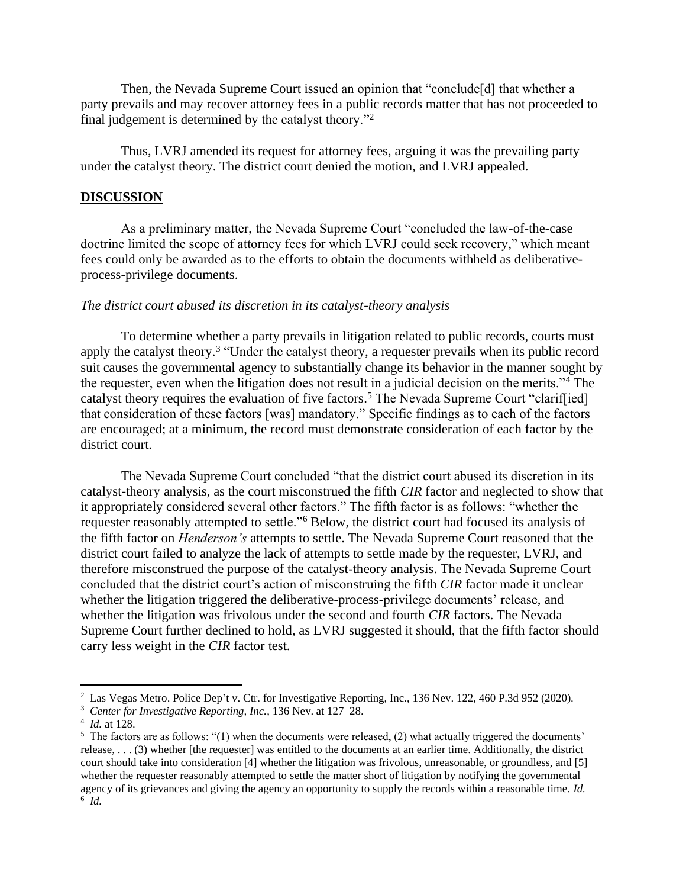Then, the Nevada Supreme Court issued an opinion that "conclude[d] that whether a party prevails and may recover attorney fees in a public records matter that has not proceeded to final judgement is determined by the catalyst theory."[2]

Thus, LVRJ amended its request for attorney fees, arguing it was the prevailing party under the catalyst theory. The district court denied the motion, and LVRJ appealed.

## DISCUSSION

As a preliminary matter, the Nevada Supreme Court "concluded the law-of-the-case doctrine limited the scope of attorney fees for which LVRJ could seek recovery," which meant fees could only be awarded as to the efforts to obtain the documents withheld as deliberative-process-privilege documents.

*The district court abused its discretion in its catalyst-theory analysis*

To determine whether a party prevails in litigation related to public records, courts must apply the catalyst theory.[3] "Under the catalyst theory, a requester prevails when its public record suit causes the governmental agency to substantially change its behavior in the manner sought by the requester, even when the litigation does not result in a judicial decision on the merits."[4] The catalyst theory requires the evaluation of five factors.[5] The Nevada Supreme Court "clarif[ied] that consideration of these factors [was] mandatory." Specific findings as to each of the factors are encouraged; at a minimum, the record must demonstrate consideration of each factor by the district court.

The Nevada Supreme Court concluded "that the district court abused its discretion in its catalyst-theory analysis, as the court misconstrued the fifth *CIR* factor and neglected to show that it appropriately considered several other factors." The fifth factor is as follows: "whether the requester reasonably attempted to settle."[6] Below, the district court had focused its analysis of the fifth factor on *Henderson's* attempts to settle. The Nevada Supreme Court reasoned that the district court failed to analyze the lack of attempts to settle made by the requester, LVRJ, and therefore misconstrued the purpose of the catalyst-theory analysis. The Nevada Supreme Court concluded that the district court's action of misconstruing the fifth *CIR* factor made it unclear whether the litigation triggered the deliberative-process-privilege documents' release, and whether the litigation was frivolous under the second and fourth *CIR* factors. The Nevada Supreme Court further declined to hold, as LVRJ suggested it should, that the fifth factor should carry less weight in the *CIR* factor test.

---

[2] Las Vegas Metro. Police Dep't v. Ctr. for Investigative Reporting, Inc., 136 Nev. 122, 460 P.3d 952 (2020).

[3] *Center for Investigative Reporting, Inc.*, 136 Nev. at 127–28.

[4] *Id.* at 128.

[5] The factors are as follows: "(1) when the documents were released, (2) what actually triggered the documents' release, . . . (3) whether [the requester] was entitled to the documents at an earlier time. Additionally, the district court should take into consideration [4] whether the litigation was frivolous, unreasonable, or groundless, and [5] whether the requester reasonably attempted to settle the matter short of litigation by notifying the governmental agency of its grievances and giving the agency an opportunity to supply the records within a reasonable time. *Id.*

[6] *Id.*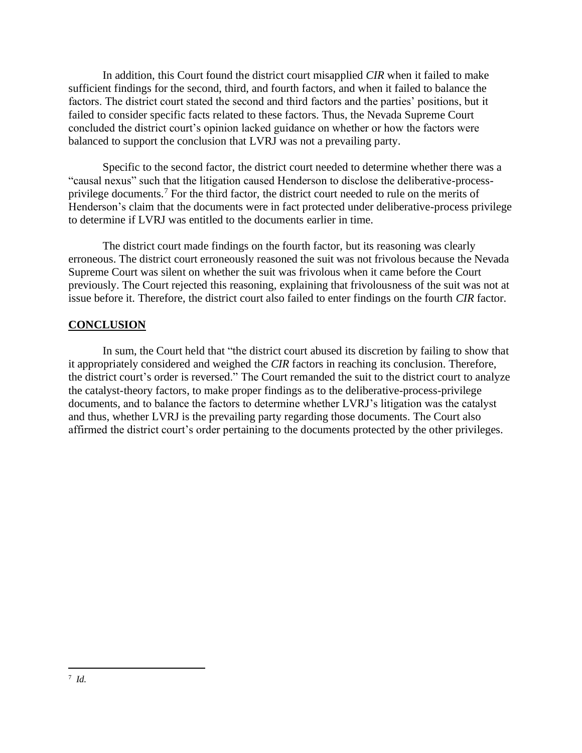In addition, this Court found the district court misapplied *CIR* when it failed to make sufficient findings for the second, third, and fourth factors, and when it failed to balance the factors. The district court stated the second and third factors and the parties' positions, but it failed to consider specific facts related to these factors. Thus, the Nevada Supreme Court concluded the district court's opinion lacked guidance on whether or how the factors were balanced to support the conclusion that LVRJ was not a prevailing party.

Specific to the second factor, the district court needed to determine whether there was a "causal nexus" such that the litigation caused Henderson to disclose the deliberative-process-privilege documents.[7] For the third factor, the district court needed to rule on the merits of Henderson's claim that the documents were in fact protected under deliberative-process privilege to determine if LVRJ was entitled to the documents earlier in time.

The district court made findings on the fourth factor, but its reasoning was clearly erroneous. The district court erroneously reasoned the suit was not frivolous because the Nevada Supreme Court was silent on whether the suit was frivolous when it came before the Court previously. The Court rejected this reasoning, explaining that frivolousness of the suit was not at issue before it. Therefore, the district court also failed to enter findings on the fourth *CIR* factor.

## **CONCLUSION**

In sum, the Court held that "the district court abused its discretion by failing to show that it appropriately considered and weighed the *CIR* factors in reaching its conclusion. Therefore, the district court's order is reversed." The Court remanded the suit to the district court to analyze the catalyst-theory factors, to make proper findings as to the deliberative-process-privilege documents, and to balance the factors to determine whether LVRJ's litigation was the catalyst and thus, whether LVRJ is the prevailing party regarding those documents. The Court also affirmed the district court's order pertaining to the documents protected by the other privileges.

---

[7] *Id.*